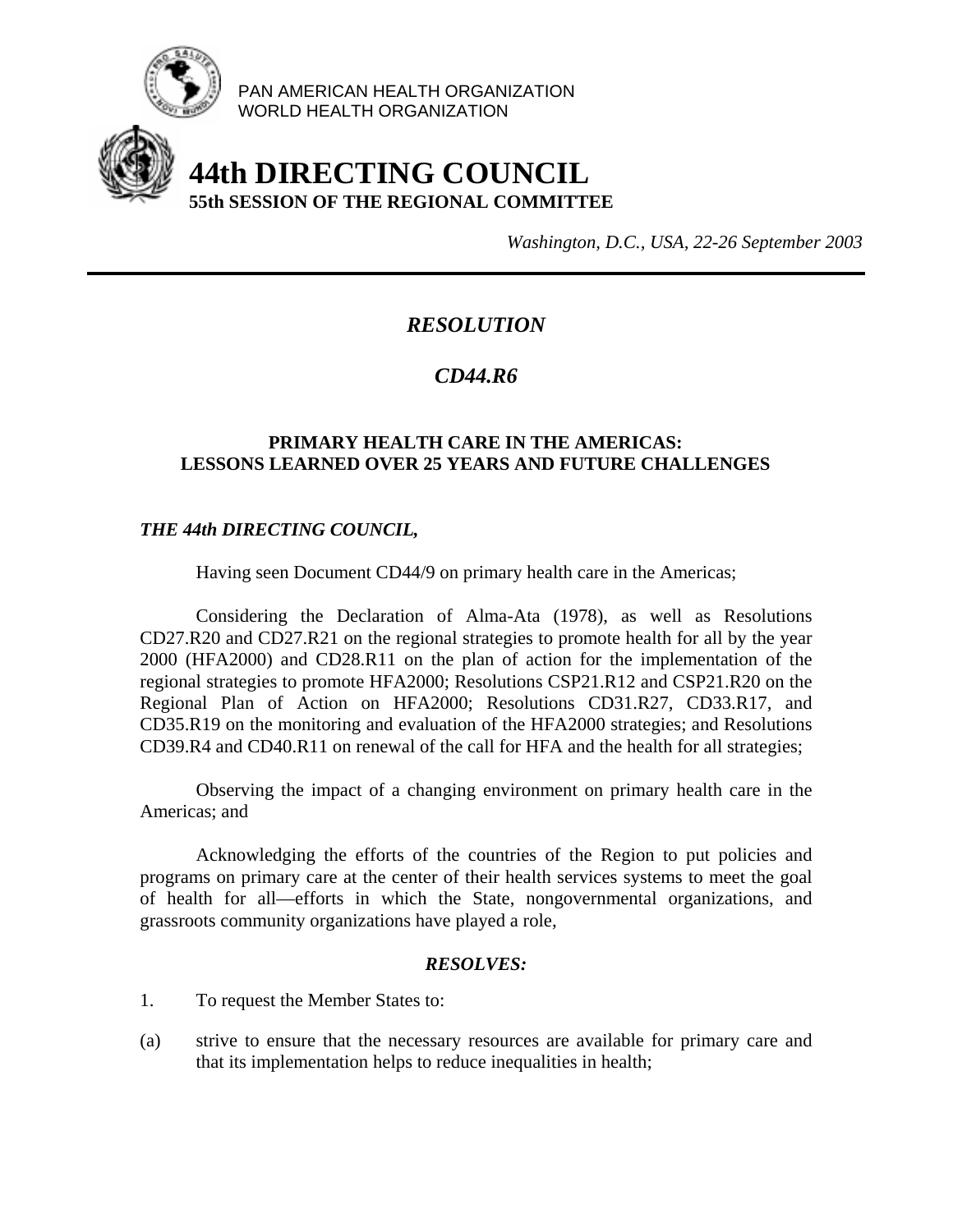PAN AMERICAN HEALTH ORGANIZATION
WORLD HEALTH ORGANIZATION

# 44th DIRECTING COUNCIL
## 55th SESSION OF THE REGIONAL COMMITTEE

*Washington, D.C., USA, 22-26 September 2003*

---

## *RESOLUTION*

## *CD44.R6*

### PRIMARY HEALTH CARE IN THE AMERICAS: LESSONS LEARNED OVER 25 YEARS AND FUTURE CHALLENGES

***THE 44th DIRECTING COUNCIL,***

Having seen Document CD44/9 on primary health care in the Americas;

Considering the Declaration of Alma-Ata (1978), as well as Resolutions CD27.R20 and CD27.R21 on the regional strategies to promote health for all by the year 2000 (HFA2000) and CD28.R11 on the plan of action for the implementation of the regional strategies to promote HFA2000; Resolutions CSP21.R12 and CSP21.R20 on the Regional Plan of Action on HFA2000; Resolutions CD31.R27, CD33.R17, and CD35.R19 on the monitoring and evaluation of the HFA2000 strategies; and Resolutions CD39.R4 and CD40.R11 on renewal of the call for HFA and the health for all strategies;

Observing the impact of a changing environment on primary health care in the Americas; and

Acknowledging the efforts of the countries of the Region to put policies and programs on primary care at the center of their health services systems to meet the goal of health for all—efforts in which the State, nongovernmental organizations, and grassroots community organizations have played a role,

***RESOLVES:***

1. To request the Member States to:

(a) strive to ensure that the necessary resources are available for primary care and that its implementation helps to reduce inequalities in health;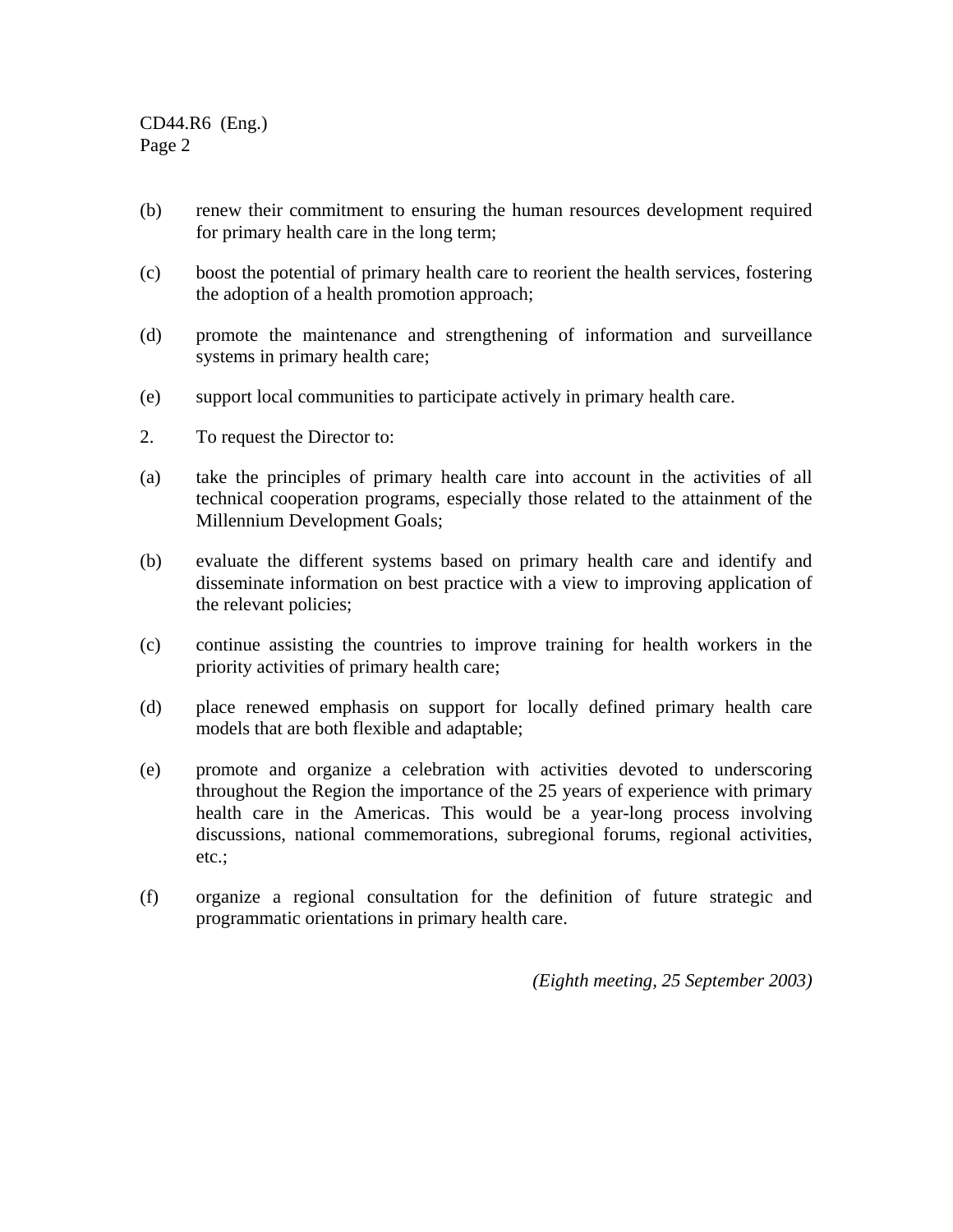(b) renew their commitment to ensuring the human resources development required for primary health care in the long term;

(c) boost the potential of primary health care to reorient the health services, fostering the adoption of a health promotion approach;

(d) promote the maintenance and strengthening of information and surveillance systems in primary health care;

(e) support local communities to participate actively in primary health care.

2. To request the Director to:

(a) take the principles of primary health care into account in the activities of all technical cooperation programs, especially those related to the attainment of the Millennium Development Goals;

(b) evaluate the different systems based on primary health care and identify and disseminate information on best practice with a view to improving application of the relevant policies;

(c) continue assisting the countries to improve training for health workers in the priority activities of primary health care;

(d) place renewed emphasis on support for locally defined primary health care models that are both flexible and adaptable;

(e) promote and organize a celebration with activities devoted to underscoring throughout the Region the importance of the 25 years of experience with primary health care in the Americas. This would be a year-long process involving discussions, national commemorations, subregional forums, regional activities, etc.;

(f) organize a regional consultation for the definition of future strategic and programmatic orientations in primary health care.

*(Eighth meeting, 25 September 2003)*